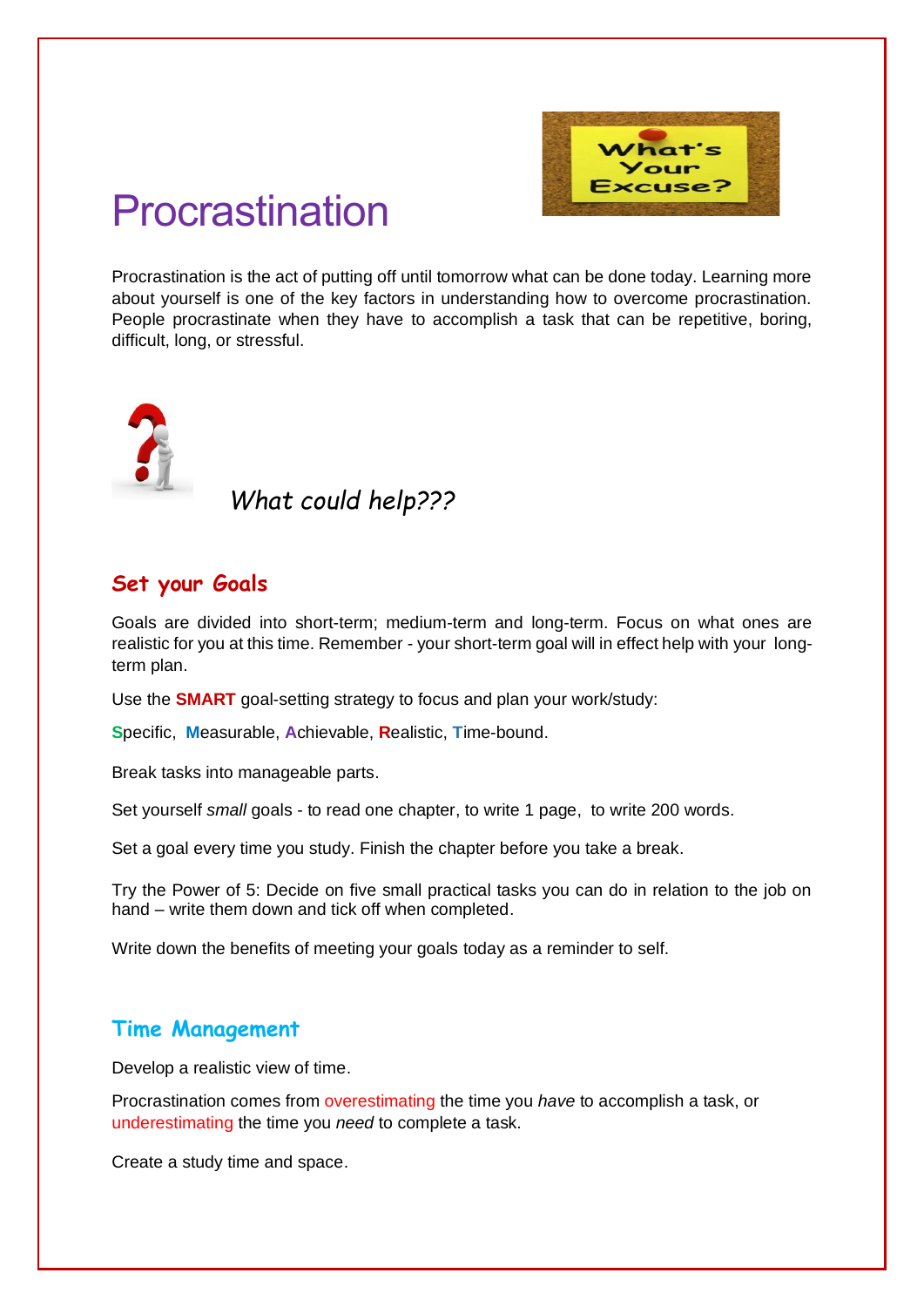# Procrastination

Procrastination is the act of putting off until tomorrow what can be done today. Learning more about yourself is one of the key factors in understanding how to overcome procrastination. People procrastinate when they have to accomplish a task that can be repetitive, boring, difficult, long, or stressful.

*What could help???*

## Set your Goals

Goals are divided into short-term; medium-term and long-term. Focus on what ones are realistic for you at this time. Remember - your short-term goal will in effect help with your long-term plan.

Use the **SMART** goal-setting strategy to focus and plan your work/study:

**S**pecific, **M**easurable, **A**chievable, **R**ealistic, **T**ime-bound.

Break tasks into manageable parts.

Set yourself *small* goals - to read one chapter, to write 1 page, to write 200 words.

Set a goal every time you study. Finish the chapter before you take a break.

Try the Power of 5: Decide on five small practical tasks you can do in relation to the job on hand – write them down and tick off when completed.

Write down the benefits of meeting your goals today as a reminder to self.

## Time Management

Develop a realistic view of time.

Procrastination comes from overestimating the time you *have* to accomplish a task, or underestimating the time you *need* to complete a task.

Create a study time and space.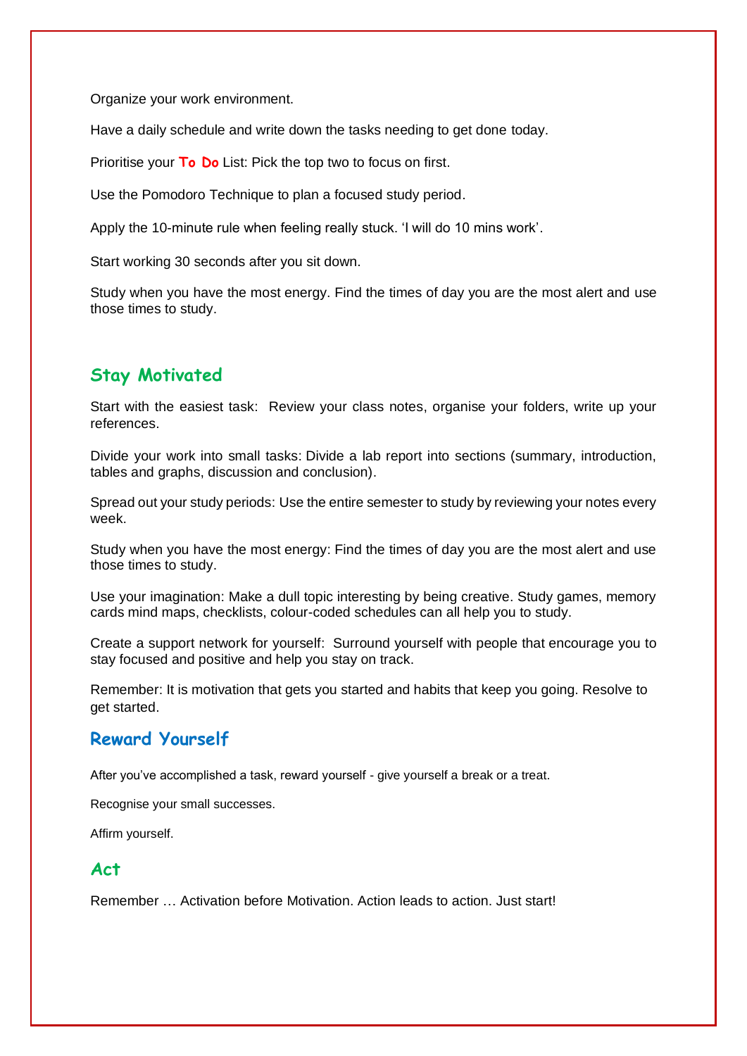Organize your work environment.

Have a daily schedule and write down the tasks needing to get done today.

Prioritise your **To Do** List: Pick the top two to focus on first.

Use the Pomodoro Technique to plan a focused study period.

Apply the 10-minute rule when feeling really stuck. 'I will do 10 mins work'.

Start working 30 seconds after you sit down.

Study when you have the most energy. Find the times of day you are the most alert and use those times to study.

## Stay Motivated

Start with the easiest task: Review your class notes, organise your folders, write up your references.

Divide your work into small tasks: Divide a lab report into sections (summary, introduction, tables and graphs, discussion and conclusion).

Spread out your study periods: Use the entire semester to study by reviewing your notes every week.

Study when you have the most energy: Find the times of day you are the most alert and use those times to study.

Use your imagination: Make a dull topic interesting by being creative. Study games, memory cards mind maps, checklists, colour-coded schedules can all help you to study.

Create a support network for yourself: Surround yourself with people that encourage you to stay focused and positive and help you stay on track.

Remember: It is motivation that gets you started and habits that keep you going. Resolve to get started.

## Reward Yourself

After you've accomplished a task, reward yourself - give yourself a break or a treat.

Recognise your small successes.

Affirm yourself.

## Act

Remember … Activation before Motivation. Action leads to action. Just start!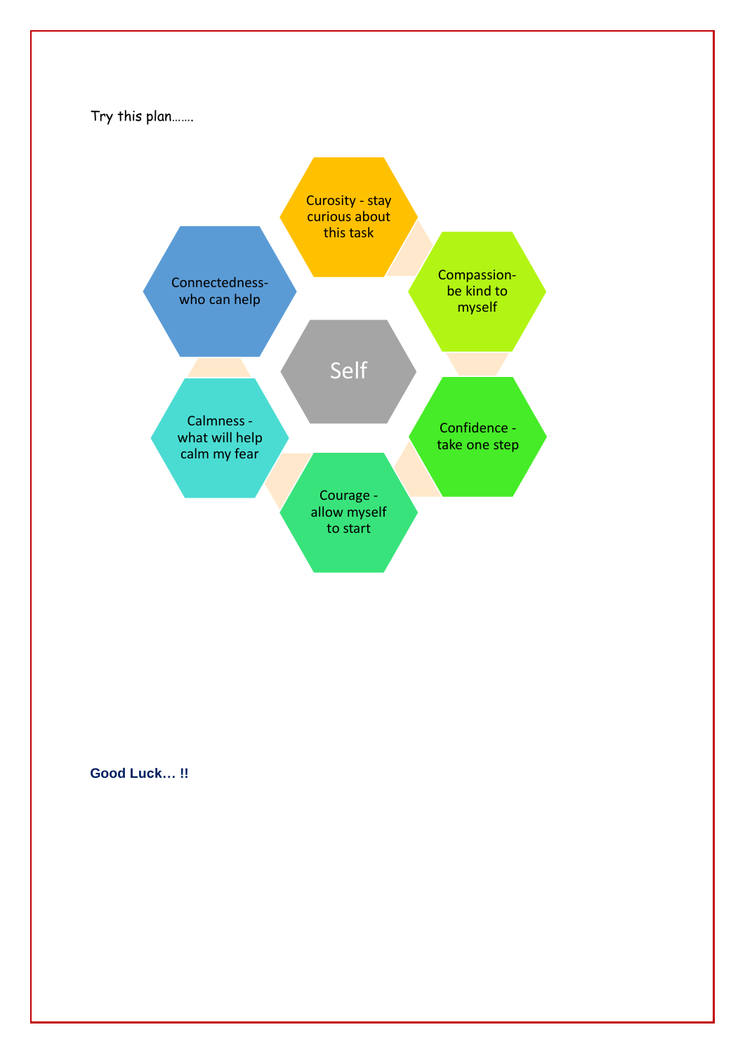Try this plan…….

Curosity - stay curious about this task

Compassion- be kind to myself

Confidence - take one step

Courage - allow myself to start

Calmness - what will help calm my fear

Connectedness- who can help

Self

**Good Luck… !!**